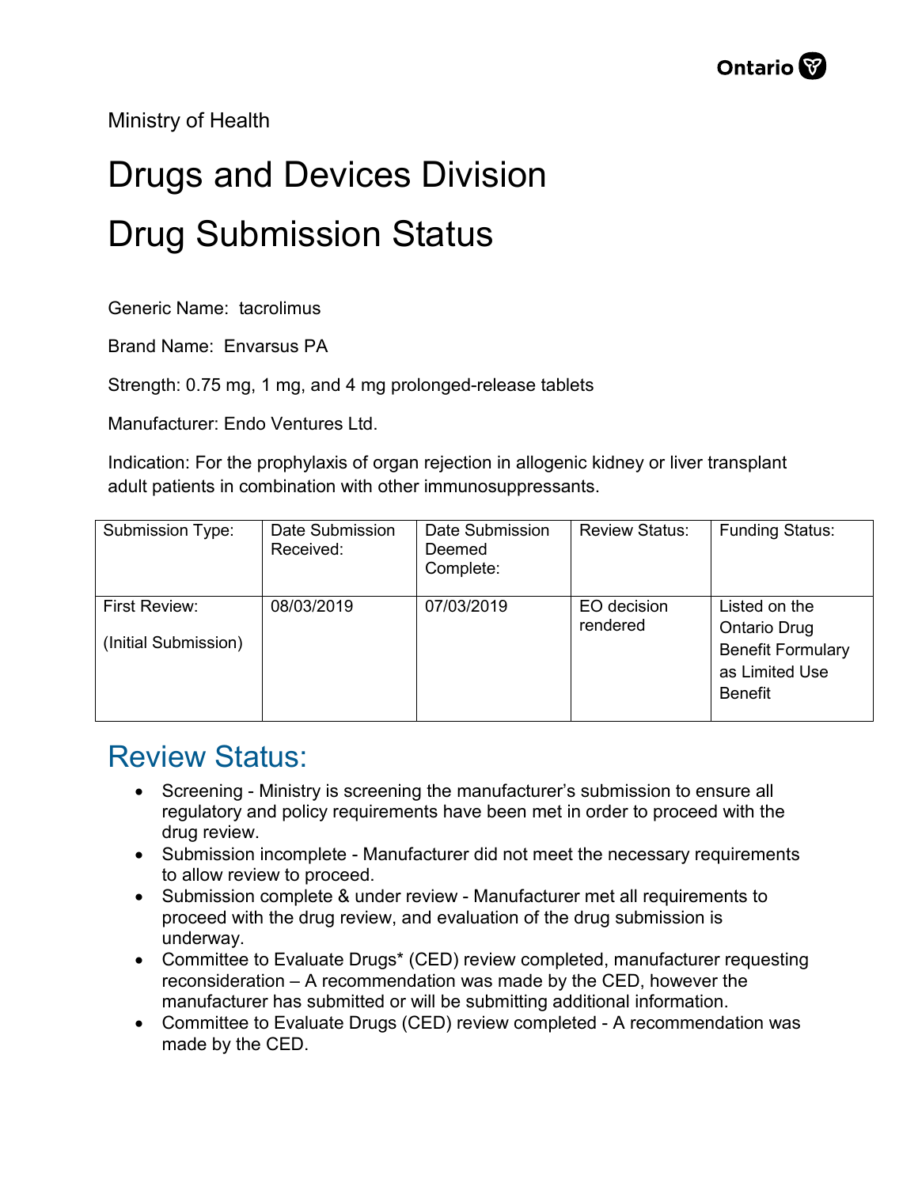Ministry of Health

# Drugs and Devices Division

# Drug Submission Status

Generic Name: tacrolimus

Brand Name: Envarsus PA

Strength: 0.75 mg, 1 mg, and 4 mg prolonged-release tablets

Manufacturer: Endo Ventures Ltd.

Indication: For the prophylaxis of organ rejection in allogenic kidney or liver transplant adult patients in combination with other immunosuppressants.

| Submission Type: | Date Submission Received: | Date Submission Deemed Complete: | Review Status: | Funding Status: |
|---|---|---|---|---|
| First Review: (Initial Submission) | 08/03/2019 | 07/03/2019 | EO decision rendered | Listed on the Ontario Drug Benefit Formulary as Limited Use Benefit |

## Review Status:

- Screening - Ministry is screening the manufacturer's submission to ensure all regulatory and policy requirements have been met in order to proceed with the drug review.
- Submission incomplete - Manufacturer did not meet the necessary requirements to allow review to proceed.
- Submission complete & under review - Manufacturer met all requirements to proceed with the drug review, and evaluation of the drug submission is underway.
- Committee to Evaluate Drugs* (CED) review completed, manufacturer requesting reconsideration – A recommendation was made by the CED, however the manufacturer has submitted or will be submitting additional information.
- Committee to Evaluate Drugs (CED) review completed - A recommendation was made by the CED.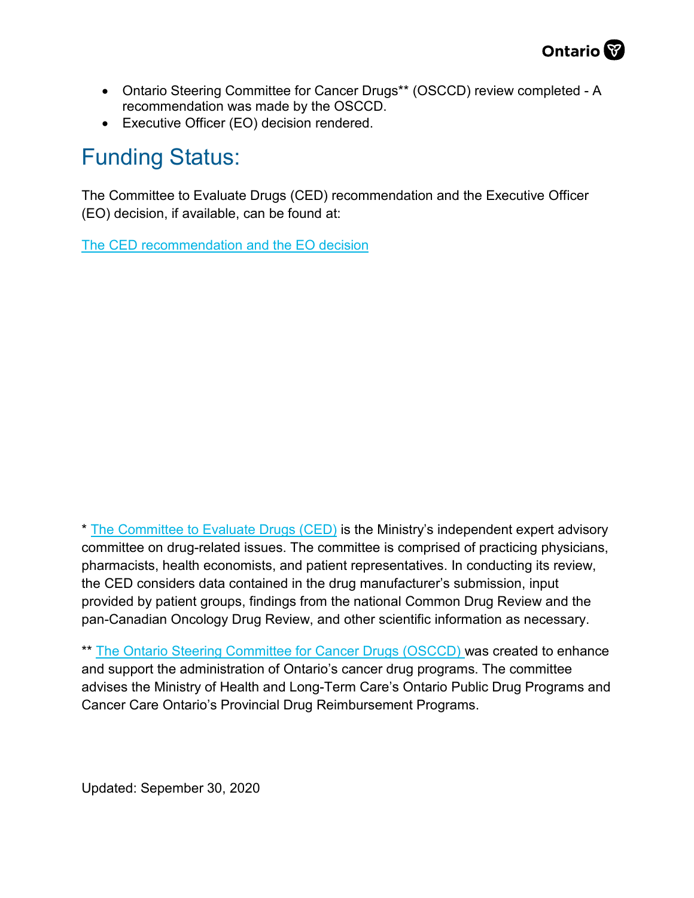- Ontario Steering Committee for Cancer Drugs** (OSCCD) review completed - A recommendation was made by the OSCCD.
- Executive Officer (EO) decision rendered.

## Funding Status:

The Committee to Evaluate Drugs (CED) recommendation and the Executive Officer (EO) decision, if available, can be found at:

The CED recommendation and the EO decision

* The Committee to Evaluate Drugs (CED) is the Ministry's independent expert advisory committee on drug-related issues. The committee is comprised of practicing physicians, pharmacists, health economists, and patient representatives. In conducting its review, the CED considers data contained in the drug manufacturer's submission, input provided by patient groups, findings from the national Common Drug Review and the pan-Canadian Oncology Drug Review, and other scientific information as necessary.

** The Ontario Steering Committee for Cancer Drugs (OSCCD) was created to enhance and support the administration of Ontario's cancer drug programs. The committee advises the Ministry of Health and Long-Term Care's Ontario Public Drug Programs and Cancer Care Ontario's Provincial Drug Reimbursement Programs.

Updated: September 30, 2020